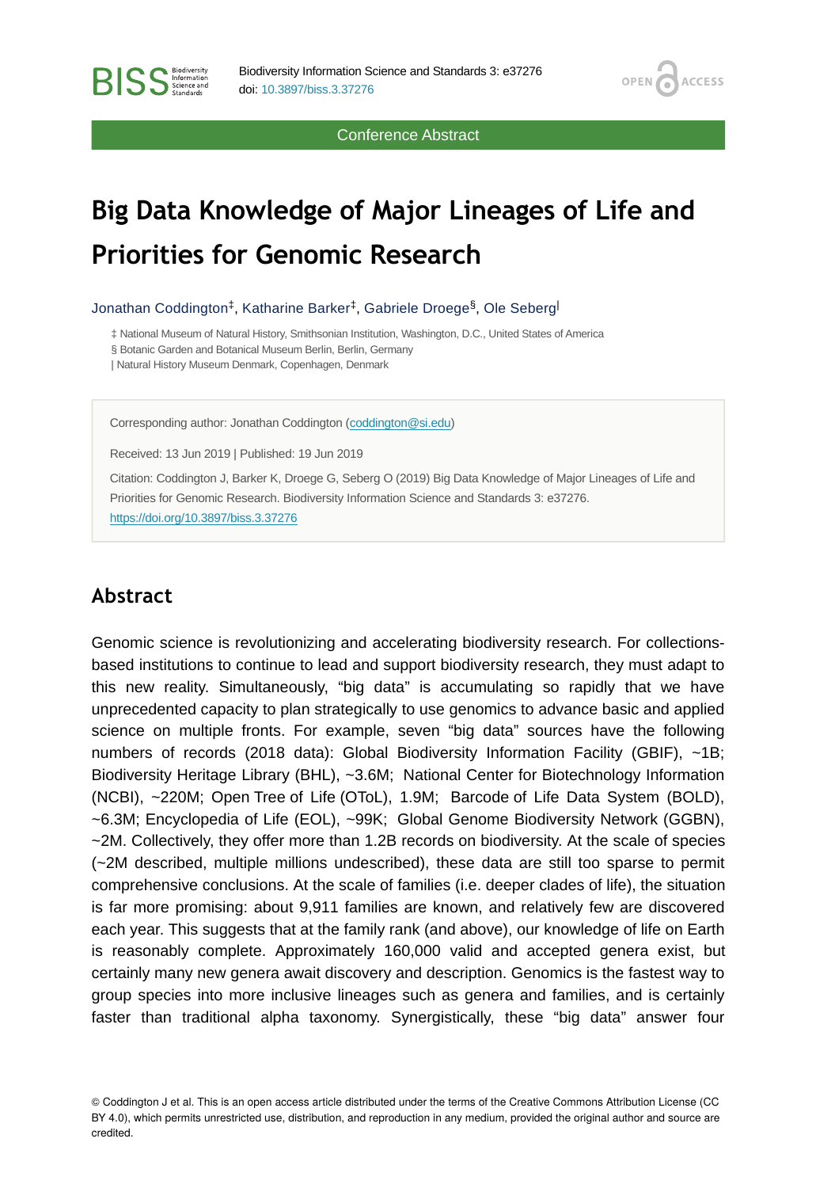Conference Abstract

# Big Data Knowledge of Major Lineages of Life and Priorities for Genomic Research

Jonathan Coddington[‡], Katharine Barker[‡], Gabriele Droege[§], Ole Seberg[|]

‡ National Museum of Natural History, Smithsonian Institution, Washington, D.C., United States of America
§ Botanic Garden and Botanical Museum Berlin, Berlin, Germany
| Natural History Museum Denmark, Copenhagen, Denmark

Corresponding author: Jonathan Coddington (coddington@si.edu)

Received: 13 Jun 2019 | Published: 19 Jun 2019

Citation: Coddington J, Barker K, Droege G, Seberg O (2019) Big Data Knowledge of Major Lineages of Life and Priorities for Genomic Research. Biodiversity Information Science and Standards 3: e37276. https://doi.org/10.3897/biss.3.37276

## Abstract

Genomic science is revolutionizing and accelerating biodiversity research. For collections-based institutions to continue to lead and support biodiversity research, they must adapt to this new reality. Simultaneously, "big data" is accumulating so rapidly that we have unprecedented capacity to plan strategically to use genomics to advance basic and applied science on multiple fronts. For example, seven "big data" sources have the following numbers of records (2018 data): Global Biodiversity Information Facility (GBIF), ~1B; Biodiversity Heritage Library (BHL), ~3.6M; National Center for Biotechnology Information (NCBI), ~220M; Open Tree of Life (OToL), 1.9M; Barcode of Life Data System (BOLD), ~6.3M; Encyclopedia of Life (EOL), ~99K; Global Genome Biodiversity Network (GGBN), ~2M. Collectively, they offer more than 1.2B records on biodiversity. At the scale of species (~2M described, multiple millions undescribed), these data are still too sparse to permit comprehensive conclusions. At the scale of families (i.e. deeper clades of life), the situation is far more promising: about 9,911 families are known, and relatively few are discovered each year. This suggests that at the family rank (and above), our knowledge of life on Earth is reasonably complete. Approximately 160,000 valid and accepted genera exist, but certainly many new genera await discovery and description. Genomics is the fastest way to group species into more inclusive lineages such as genera and families, and is certainly faster than traditional alpha taxonomy. Synergistically, these "big data" answer four

© Coddington J et al. This is an open access article distributed under the terms of the Creative Commons Attribution License (CC BY 4.0), which permits unrestricted use, distribution, and reproduction in any medium, provided the original author and source are credited.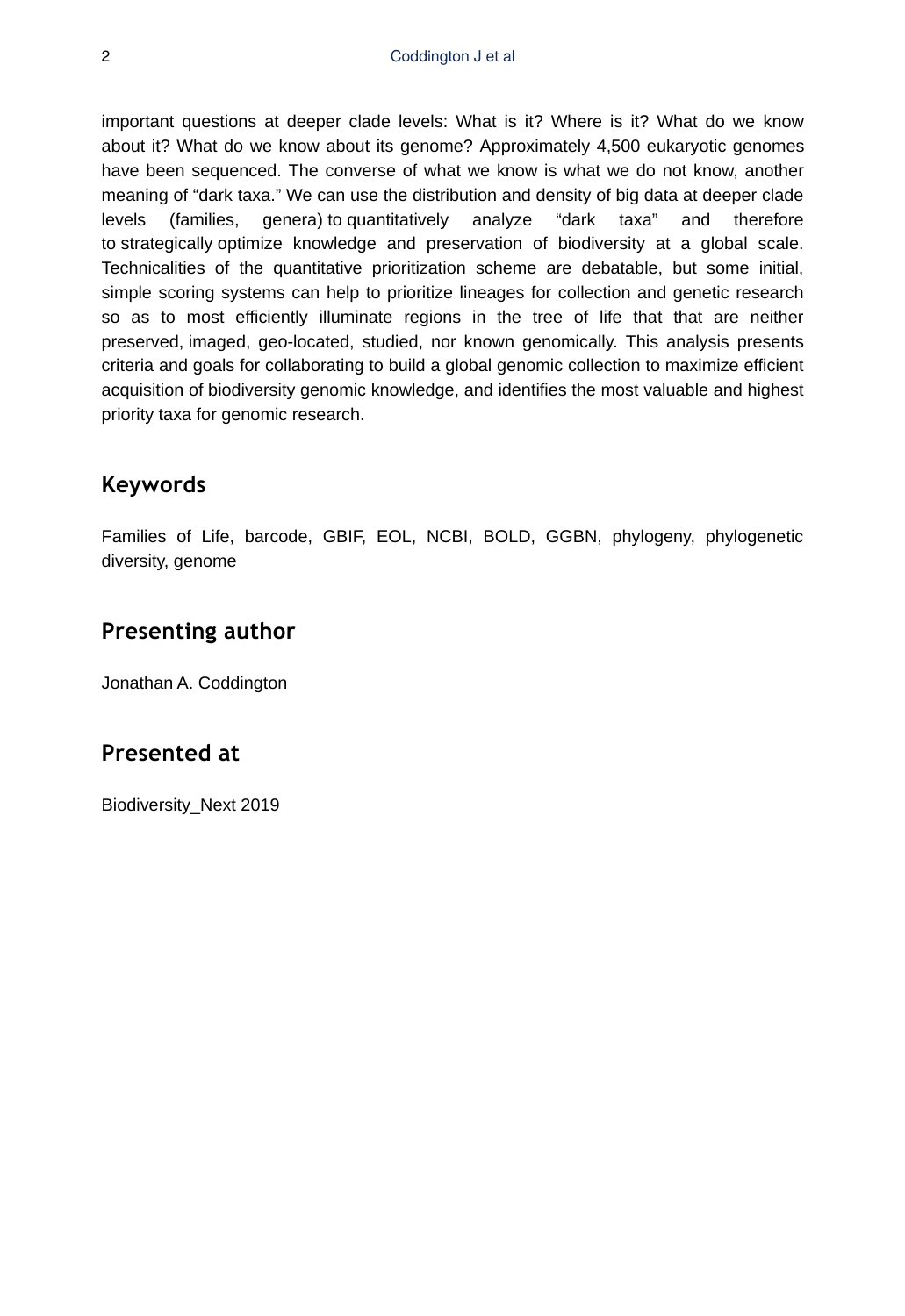important questions at deeper clade levels: What is it? Where is it? What do we know about it? What do we know about its genome? Approximately 4,500 eukaryotic genomes have been sequenced. The converse of what we know is what we do not know, another meaning of "dark taxa." We can use the distribution and density of big data at deeper clade levels (families, genera) to quantitatively analyze "dark taxa" and therefore to strategically optimize knowledge and preservation of biodiversity at a global scale. Technicalities of the quantitative prioritization scheme are debatable, but some initial, simple scoring systems can help to prioritize lineages for collection and genetic research so as to most efficiently illuminate regions in the tree of life that that are neither preserved, imaged, geo-located, studied, nor known genomically. This analysis presents criteria and goals for collaborating to build a global genomic collection to maximize efficient acquisition of biodiversity genomic knowledge, and identifies the most valuable and highest priority taxa for genomic research.

## Keywords

Families of Life, barcode, GBIF, EOL, NCBI, BOLD, GGBN, phylogeny, phylogenetic diversity, genome

## Presenting author

Jonathan A. Coddington

## Presented at

Biodiversity_Next 2019